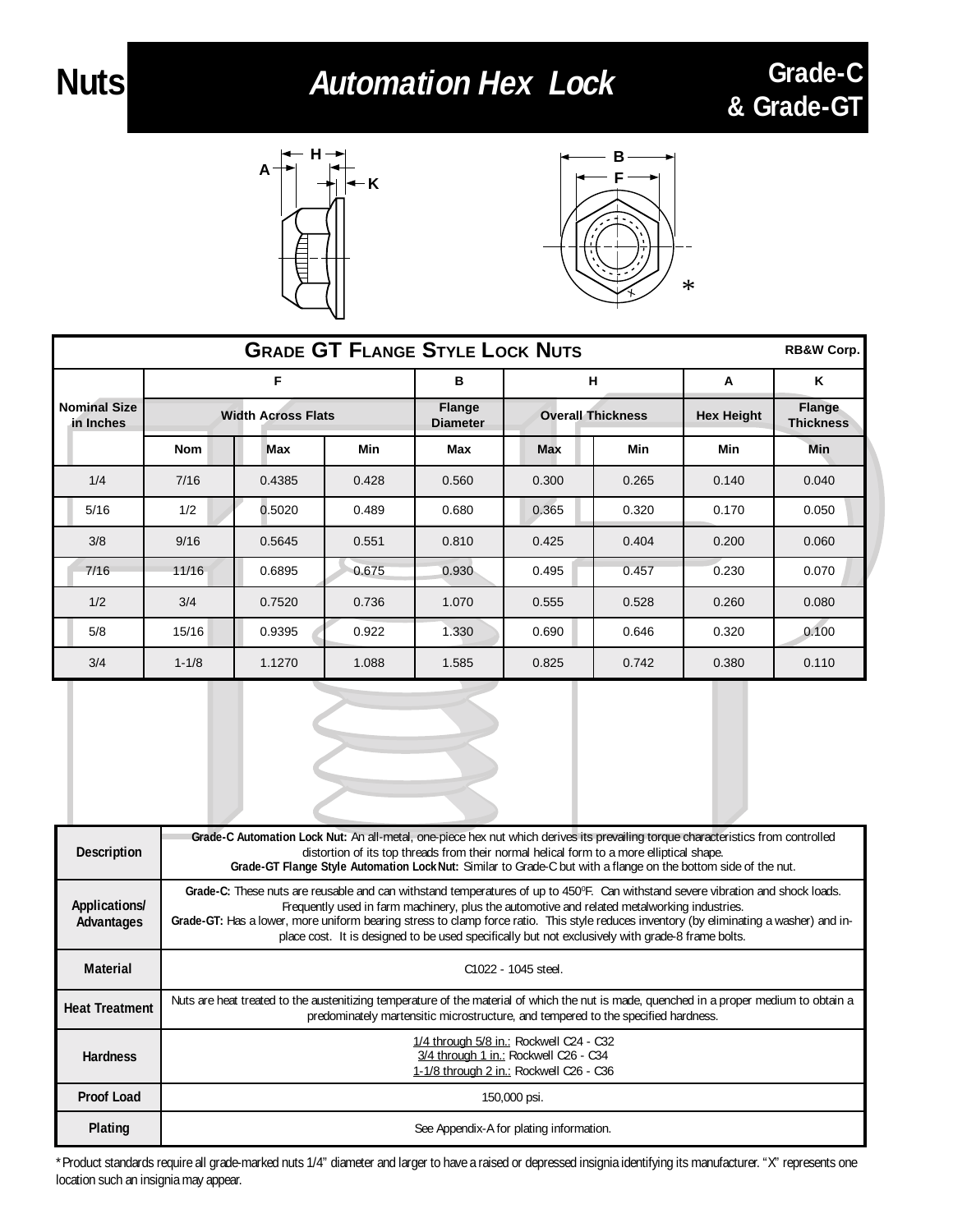# Nuts — *Automation Hex Lock* — Grade-C & Grade-GT

## GRADE GT FLANGE STYLE LOCK NUTS

RB&W Corp.

| Nominal Size in Inches | F | | | B | H | | A | K |
|---|---|---|---|---|---|---|---|---|
| | Width Across Flats | | | Flange Diameter | Overall Thickness | | Hex Height | Flange Thickness |
| | Nom | Max | Min | Max | Max | Min | Min | Min |
| 1/4 | 7/16 | 0.4385 | 0.428 | 0.560 | 0.300 | 0.265 | 0.140 | 0.040 |
| 5/16 | 1/2 | 0.5020 | 0.489 | 0.680 | 0.365 | 0.320 | 0.170 | 0.050 |
| 3/8 | 9/16 | 0.5645 | 0.551 | 0.810 | 0.425 | 0.404 | 0.200 | 0.060 |
| 7/16 | 11/16 | 0.6895 | 0.675 | 0.930 | 0.495 | 0.457 | 0.230 | 0.070 |
| 1/2 | 3/4 | 0.7520 | 0.736 | 1.070 | 0.555 | 0.528 | 0.260 | 0.080 |
| 5/8 | 15/16 | 0.9395 | 0.922 | 1.330 | 0.690 | 0.646 | 0.320 | 0.100 |
| 3/4 | 1-1/8 | 1.1270 | 1.088 | 1.585 | 0.825 | 0.742 | 0.380 | 0.110 |

| | |
|---|---|
| **Description** | **Grade-C Automation Lock Nut:** An all-metal, one-piece hex nut which derives its prevailing torque characteristics from controlled distortion of its top threads from their normal helical form to a more elliptical shape. **Grade-GT Flange Style Automation Lock Nut:** Similar to Grade-C but with a flange on the bottom side of the nut. |
| **Applications/ Advantages** | **Grade-C:** These nuts are reusable and can withstand temperatures of up to 450°F. Can withstand severe vibration and shock loads. Frequently used in farm machinery, plus the automotive and related metalworking industries. **Grade-GT:** Has a lower, more uniform bearing stress to clamp force ratio. This style reduces inventory (by eliminating a washer) and in-place cost. It is designed to be used specifically but not exclusively with grade-8 frame bolts. |
| **Material** | C1022 - 1045 steel. |
| **Heat Treatment** | Nuts are heat treated to the austenitizing temperature of the material of which the nut is made, quenched in a proper medium to obtain a predominately martensitic microstructure, and tempered to the specified hardness. |
| **Hardness** | 1/4 through 5/8 in.: Rockwell C24 - C32<br>3/4 through 1 in.: Rockwell C26 - C34<br>1-1/8 through 2 in.: Rockwell C26 - C36 |
| **Proof Load** | 150,000 psi. |
| **Plating** | See Appendix-A for plating information. |

*Product standards require all grade-marked nuts 1/4" diameter and larger to have a raised or depressed insignia identifying its manufacturer. "X" represents one location such an insignia may appear.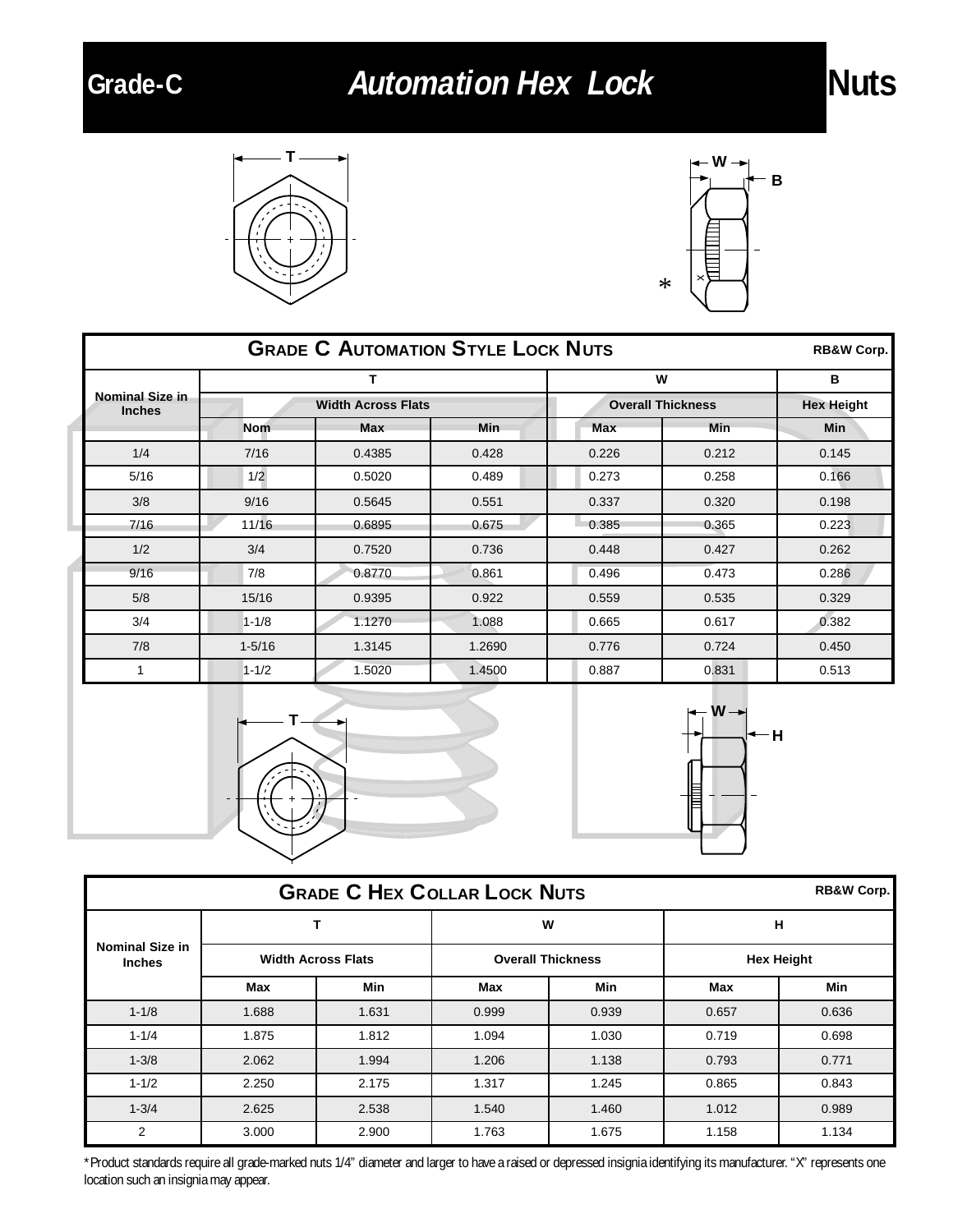# Grade-C *Automation Hex Lock* Nuts

T

W B

*

## Grade C Automation Style Lock Nuts

RB&W Corp.

| Nominal Size in Inches | T | | | W | | B |
|---|---|---|---|---|---|---|
| | Width Across Flats | | | Overall Thickness | | Hex Height |
| | Nom | Max | Min | Max | Min | Min |
| 1/4 | 7/16 | 0.4385 | 0.428 | 0.226 | 0.212 | 0.145 |
| 5/16 | 1/2 | 0.5020 | 0.489 | 0.273 | 0.258 | 0.166 |
| 3/8 | 9/16 | 0.5645 | 0.551 | 0.337 | 0.320 | 0.198 |
| 7/16 | 11/16 | 0.6895 | 0.675 | 0.385 | 0.365 | 0.223 |
| 1/2 | 3/4 | 0.7520 | 0.736 | 0.448 | 0.427 | 0.262 |
| 9/16 | 7/8 | 0.8770 | 0.861 | 0.496 | 0.473 | 0.286 |
| 5/8 | 15/16 | 0.9395 | 0.922 | 0.559 | 0.535 | 0.329 |
| 3/4 | 1-1/8 | 1.1270 | 1.088 | 0.665 | 0.617 | 0.382 |
| 7/8 | 1-5/16 | 1.3145 | 1.2690 | 0.776 | 0.724 | 0.450 |
| 1 | 1-1/2 | 1.5020 | 1.4500 | 0.887 | 0.831 | 0.513 |

T

W H

## Grade C Hex Collar Lock Nuts

RB&W Corp.

| Nominal Size in Inches | T | | W | | H | |
|---|---|---|---|---|---|---|
| | Width Across Flats | | Overall Thickness | | Hex Height | |
| | Max | Min | Max | Min | Max | Min |
| 1-1/8 | 1.688 | 1.631 | 0.999 | 0.939 | 0.657 | 0.636 |
| 1-1/4 | 1.875 | 1.812 | 1.094 | 1.030 | 0.719 | 0.698 |
| 1-3/8 | 2.062 | 1.994 | 1.206 | 1.138 | 0.793 | 0.771 |
| 1-1/2 | 2.250 | 2.175 | 1.317 | 1.245 | 0.865 | 0.843 |
| 1-3/4 | 2.625 | 2.538 | 1.540 | 1.460 | 1.012 | 0.989 |
| 2 | 3.000 | 2.900 | 1.763 | 1.675 | 1.158 | 1.134 |

*Product standards require all grade-marked nuts 1/4" diameter and larger to have a raised or depressed insignia identifying its manufacturer. "X" represents one location such an insignia may appear.